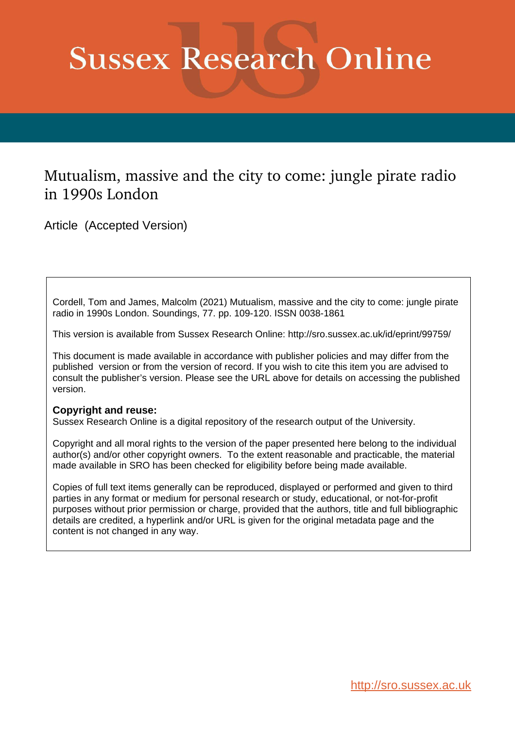# Sussex Research Online

## Mutualism, massive and the city to come: jungle pirate radio in 1990s London

Article (Accepted Version)

Cordell, Tom and James, Malcolm (2021) Mutualism, massive and the city to come: jungle pirate radio in 1990s London. Soundings, 77. pp. 109-120. ISSN 0038-1861

This version is available from Sussex Research Online: http://sro.sussex.ac.uk/id/eprint/99759/

This document is made available in accordance with publisher policies and may differ from the published version or from the version of record. If you wish to cite this item you are advised to consult the publisher's version. Please see the URL above for details on accessing the published version.

**Copyright and reuse:**
Sussex Research Online is a digital repository of the research output of the University.

Copyright and all moral rights to the version of the paper presented here belong to the individual author(s) and/or other copyright owners. To the extent reasonable and practicable, the material made available in SRO has been checked for eligibility before being made available.

Copies of full text items generally can be reproduced, displayed or performed and given to third parties in any format or medium for personal research or study, educational, or not-for-profit purposes without prior permission or charge, provided that the authors, title and full bibliographic details are credited, a hyperlink and/or URL is given for the original metadata page and the content is not changed in any way.

http://sro.sussex.ac.uk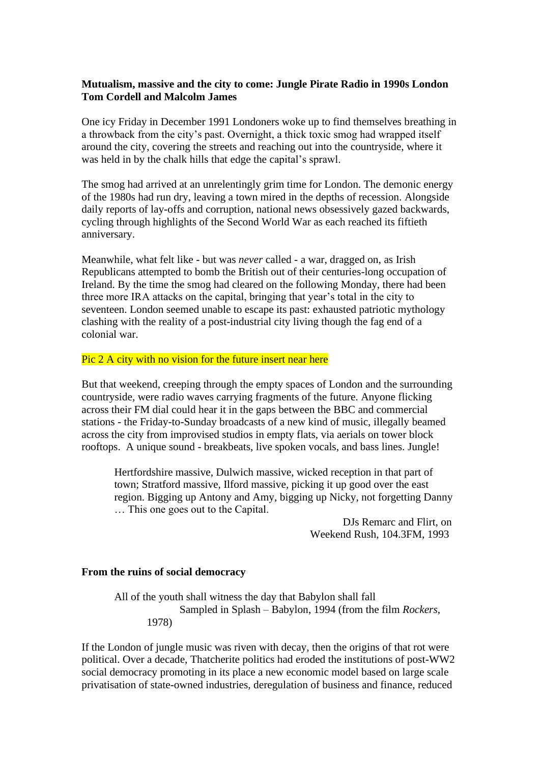**Mutualism, massive and the city to come: Jungle Pirate Radio in 1990s London**
**Tom Cordell and Malcolm James**

One icy Friday in December 1991 Londoners woke up to find themselves breathing in a throwback from the city's past. Overnight, a thick toxic smog had wrapped itself around the city, covering the streets and reaching out into the countryside, where it was held in by the chalk hills that edge the capital's sprawl.

The smog had arrived at an unrelentingly grim time for London. The demonic energy of the 1980s had run dry, leaving a town mired in the depths of recession. Alongside daily reports of lay-offs and corruption, national news obsessively gazed backwards, cycling through highlights of the Second World War as each reached its fiftieth anniversary.

Meanwhile, what felt like - but was *never* called - a war, dragged on, as Irish Republicans attempted to bomb the British out of their centuries-long occupation of Ireland. By the time the smog had cleared on the following Monday, there had been three more IRA attacks on the capital, bringing that year's total in the city to seventeen. London seemed unable to escape its past: exhausted patriotic mythology clashing with the reality of a post-industrial city living though the fag end of a colonial war.

Pic 2 A city with no vision for the future insert near here

But that weekend, creeping through the empty spaces of London and the surrounding countryside, were radio waves carrying fragments of the future. Anyone flicking across their FM dial could hear it in the gaps between the BBC and commercial stations - the Friday-to-Sunday broadcasts of a new kind of music, illegally beamed across the city from improvised studios in empty flats, via aerials on tower block rooftops. A unique sound - breakbeats, live spoken vocals, and bass lines. Jungle!

> Hertfordshire massive, Dulwich massive, wicked reception in that part of town; Stratford massive, Ilford massive, picking it up good over the east region. Bigging up Antony and Amy, bigging up Nicky, not forgetting Danny … This one goes out to the Capital.
>
> DJs Remarc and Flirt, on Weekend Rush, 104.3FM, 1993

**From the ruins of social democracy**

> All of the youth shall witness the day that Babylon shall fall
>
> Sampled in Splash – Babylon, 1994 (from the film *Rockers*, 1978)

If the London of jungle music was riven with decay, then the origins of that rot were political. Over a decade, Thatcherite politics had eroded the institutions of post-WW2 social democracy promoting in its place a new economic model based on large scale privatisation of state-owned industries, deregulation of business and finance, reduced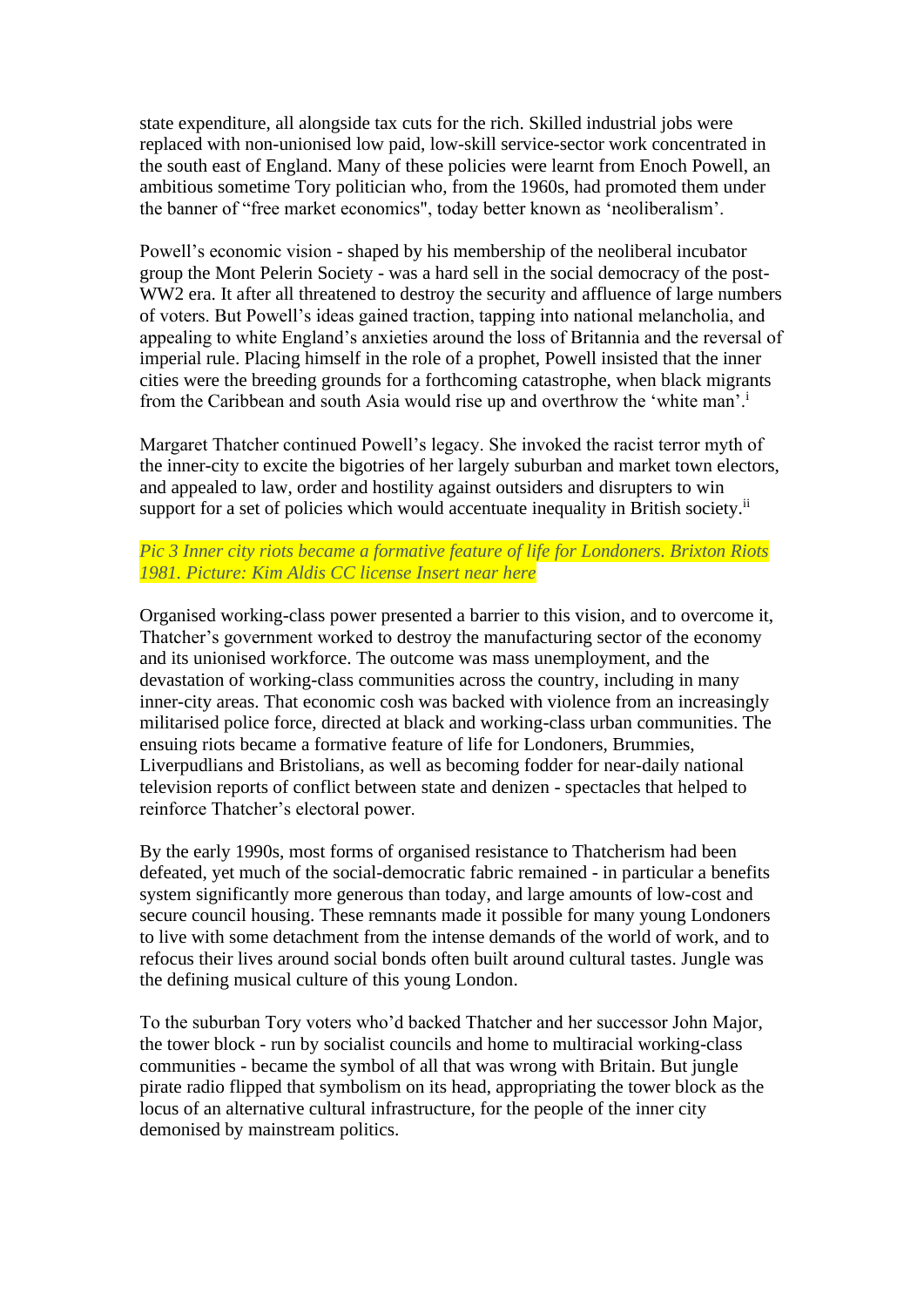state expenditure, all alongside tax cuts for the rich. Skilled industrial jobs were replaced with non-unionised low paid, low-skill service-sector work concentrated in the south east of England. Many of these policies were learnt from Enoch Powell, an ambitious sometime Tory politician who, from the 1960s, had promoted them under the banner of "free market economics", today better known as 'neoliberalism'.

Powell's economic vision - shaped by his membership of the neoliberal incubator group the Mont Pelerin Society - was a hard sell in the social democracy of the post-WW2 era. It after all threatened to destroy the security and affluence of large numbers of voters. But Powell's ideas gained traction, tapping into national melancholia, and appealing to white England's anxieties around the loss of Britannia and the reversal of imperial rule. Placing himself in the role of a prophet, Powell insisted that the inner cities were the breeding grounds for a forthcoming catastrophe, when black migrants from the Caribbean and south Asia would rise up and overthrow the 'white man'.[i]

Margaret Thatcher continued Powell's legacy. She invoked the racist terror myth of the inner-city to excite the bigotries of her largely suburban and market town electors, and appealed to law, order and hostility against outsiders and disrupters to win support for a set of policies which would accentuate inequality in British society.[ii]

*Pic 3 Inner city riots became a formative feature of life for Londoners. Brixton Riots 1981. Picture: Kim Aldis CC license Insert near here*

Organised working-class power presented a barrier to this vision, and to overcome it, Thatcher's government worked to destroy the manufacturing sector of the economy and its unionised workforce. The outcome was mass unemployment, and the devastation of working-class communities across the country, including in many inner-city areas. That economic cosh was backed with violence from an increasingly militarised police force, directed at black and working-class urban communities. The ensuing riots became a formative feature of life for Londoners, Brummies, Liverpudlians and Bristolians, as well as becoming fodder for near-daily national television reports of conflict between state and denizen - spectacles that helped to reinforce Thatcher's electoral power.

By the early 1990s, most forms of organised resistance to Thatcherism had been defeated, yet much of the social-democratic fabric remained - in particular a benefits system significantly more generous than today, and large amounts of low-cost and secure council housing. These remnants made it possible for many young Londoners to live with some detachment from the intense demands of the world of work, and to refocus their lives around social bonds often built around cultural tastes. Jungle was the defining musical culture of this young London.

To the suburban Tory voters who'd backed Thatcher and her successor John Major, the tower block - run by socialist councils and home to multiracial working-class communities - became the symbol of all that was wrong with Britain. But jungle pirate radio flipped that symbolism on its head, appropriating the tower block as the locus of an alternative cultural infrastructure, for the people of the inner city demonised by mainstream politics.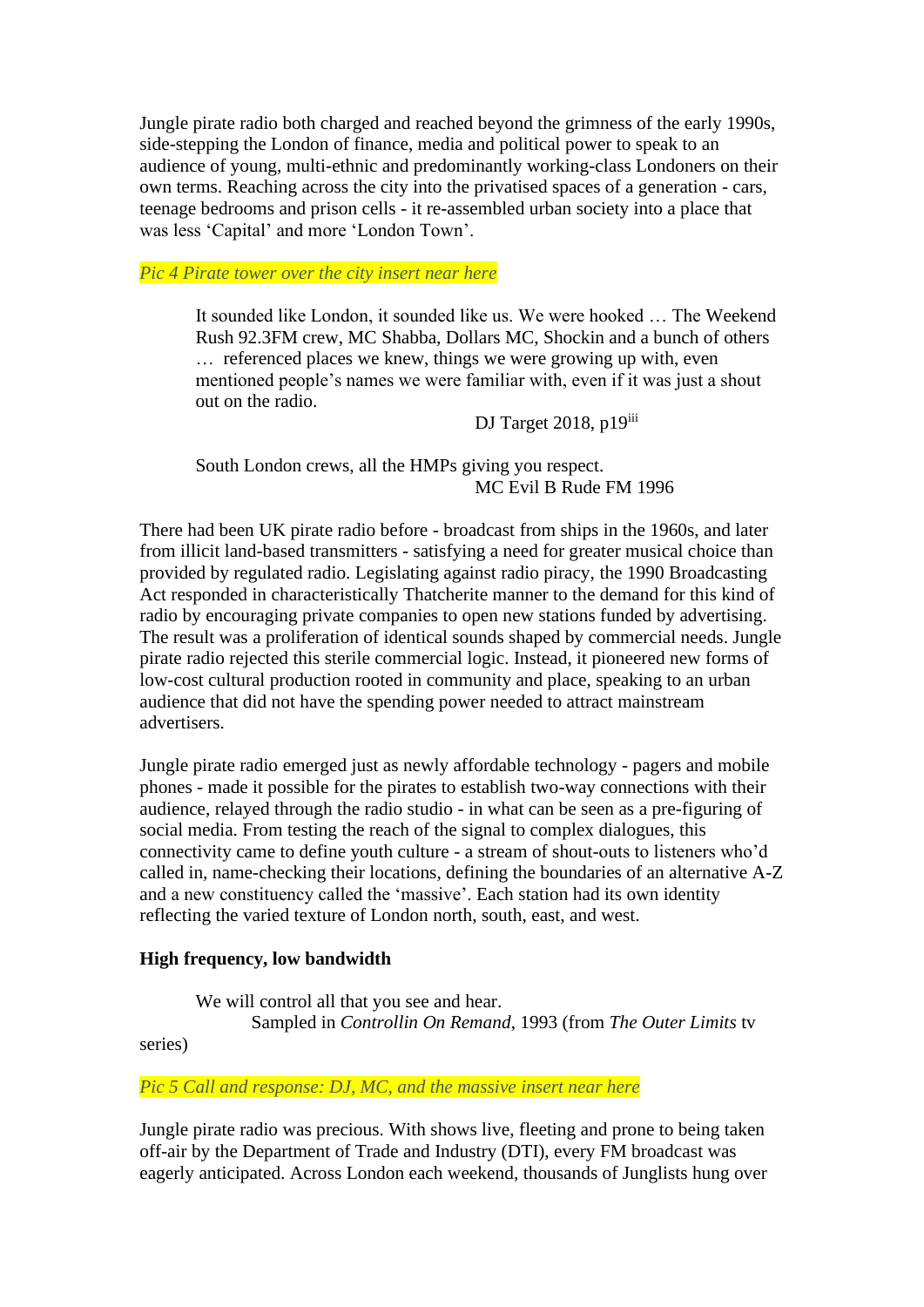Jungle pirate radio both charged and reached beyond the grimness of the early 1990s, side-stepping the London of finance, media and political power to speak to an audience of young, multi-ethnic and predominantly working-class Londoners on their own terms. Reaching across the city into the privatised spaces of a generation - cars, teenage bedrooms and prison cells - it re-assembled urban society into a place that was less 'Capital' and more 'London Town'.

*Pic 4 Pirate tower over the city insert near here*

> It sounded like London, it sounded like us. We were hooked … The Weekend Rush 92.3FM crew, MC Shabba, Dollars MC, Shockin and a bunch of others … referenced places we knew, things we were growing up with, even mentioned people's names we were familiar with, even if it was just a shout out on the radio.
>
> DJ Target 2018, p19[iii]

> South London crews, all the HMPs giving you respect.
>
> MC Evil B Rude FM 1996

There had been UK pirate radio before - broadcast from ships in the 1960s, and later from illicit land-based transmitters - satisfying a need for greater musical choice than provided by regulated radio. Legislating against radio piracy, the 1990 Broadcasting Act responded in characteristically Thatcherite manner to the demand for this kind of radio by encouraging private companies to open new stations funded by advertising. The result was a proliferation of identical sounds shaped by commercial needs. Jungle pirate radio rejected this sterile commercial logic. Instead, it pioneered new forms of low-cost cultural production rooted in community and place, speaking to an urban audience that did not have the spending power needed to attract mainstream advertisers.

Jungle pirate radio emerged just as newly affordable technology - pagers and mobile phones - made it possible for the pirates to establish two-way connections with their audience, relayed through the radio studio - in what can be seen as a pre-figuring of social media. From testing the reach of the signal to complex dialogues, this connectivity came to define youth culture - a stream of shout-outs to listeners who'd called in, name-checking their locations, defining the boundaries of an alternative A-Z and a new constituency called the 'massive'. Each station had its own identity reflecting the varied texture of London north, south, east, and west.

**High frequency, low bandwidth**

> We will control all that you see and hear.
>
> Sampled in *Controllin On Remand*, 1993 (from *The Outer Limits* tv series)

*Pic 5 Call and response: DJ, MC, and the massive insert near here*

Jungle pirate radio was precious. With shows live, fleeting and prone to being taken off-air by the Department of Trade and Industry (DTI), every FM broadcast was eagerly anticipated. Across London each weekend, thousands of Junglists hung over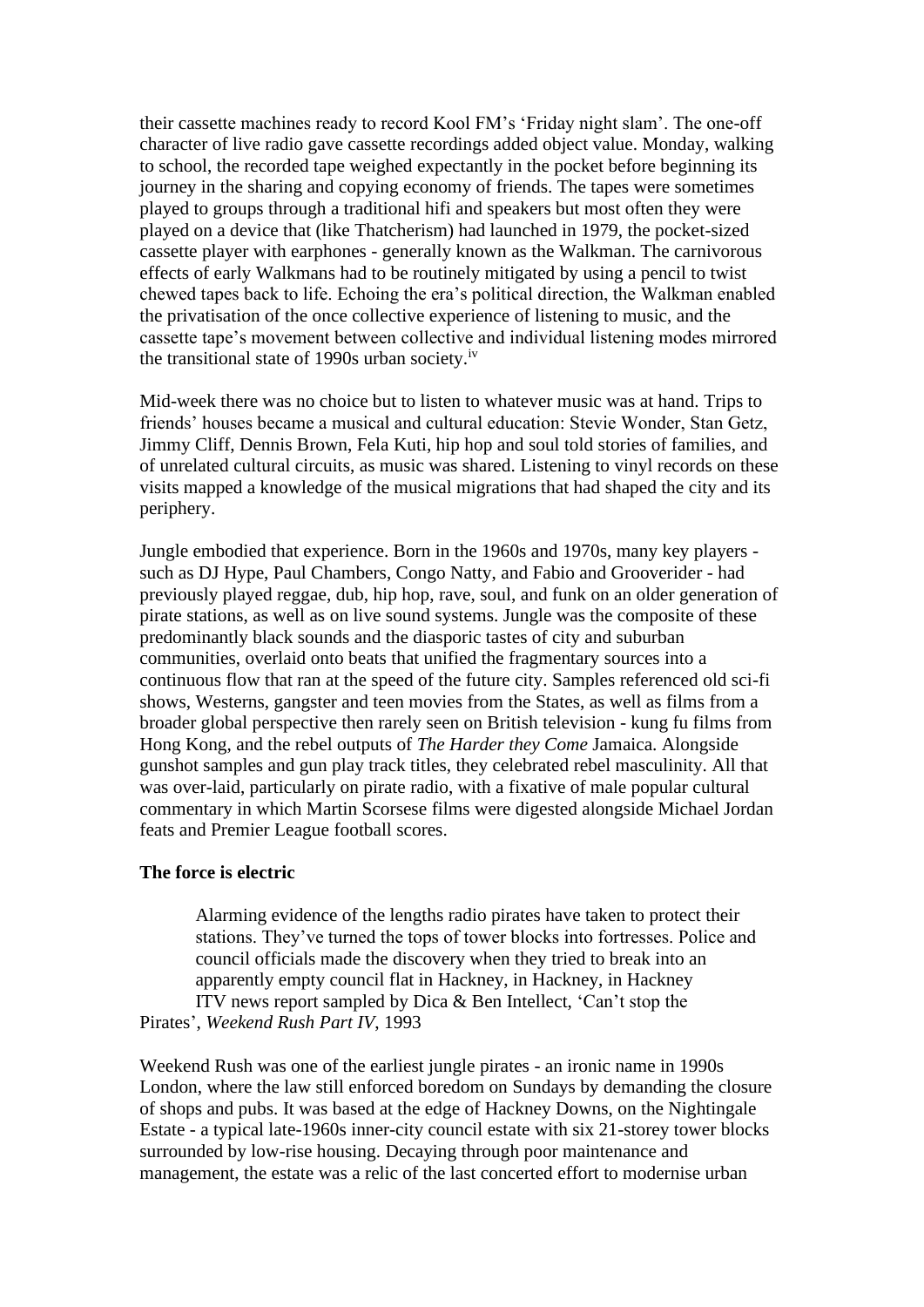their cassette machines ready to record Kool FM's 'Friday night slam'. The one-off character of live radio gave cassette recordings added object value. Monday, walking to school, the recorded tape weighed expectantly in the pocket before beginning its journey in the sharing and copying economy of friends. The tapes were sometimes played to groups through a traditional hifi and speakers but most often they were played on a device that (like Thatcherism) had launched in 1979, the pocket-sized cassette player with earphones - generally known as the Walkman. The carnivorous effects of early Walkmans had to be routinely mitigated by using a pencil to twist chewed tapes back to life. Echoing the era's political direction, the Walkman enabled the privatisation of the once collective experience of listening to music, and the cassette tape's movement between collective and individual listening modes mirrored the transitional state of 1990s urban society.[iv]

Mid-week there was no choice but to listen to whatever music was at hand. Trips to friends' houses became a musical and cultural education: Stevie Wonder, Stan Getz, Jimmy Cliff, Dennis Brown, Fela Kuti, hip hop and soul told stories of families, and of unrelated cultural circuits, as music was shared. Listening to vinyl records on these visits mapped a knowledge of the musical migrations that had shaped the city and its periphery.

Jungle embodied that experience. Born in the 1960s and 1970s, many key players - such as DJ Hype, Paul Chambers, Congo Natty, and Fabio and Grooverider - had previously played reggae, dub, hip hop, rave, soul, and funk on an older generation of pirate stations, as well as on live sound systems. Jungle was the composite of these predominantly black sounds and the diasporic tastes of city and suburban communities, overlaid onto beats that unified the fragmentary sources into a continuous flow that ran at the speed of the future city. Samples referenced old sci-fi shows, Westerns, gangster and teen movies from the States, as well as films from a broader global perspective then rarely seen on British television - kung fu films from Hong Kong, and the rebel outputs of *The Harder they Come* Jamaica. Alongside gunshot samples and gun play track titles, they celebrated rebel masculinity. All that was over-laid, particularly on pirate radio, with a fixative of male popular cultural commentary in which Martin Scorsese films were digested alongside Michael Jordan feats and Premier League football scores.

**The force is electric**

> Alarming evidence of the lengths radio pirates have taken to protect their stations. They've turned the tops of tower blocks into fortresses. Police and council officials made the discovery when they tried to break into an apparently empty council flat in Hackney, in Hackney, in Hackney
> ITV news report sampled by Dica & Ben Intellect, 'Can't stop the Pirates', *Weekend Rush Part IV*, 1993

Weekend Rush was one of the earliest jungle pirates - an ironic name in 1990s London, where the law still enforced boredom on Sundays by demanding the closure of shops and pubs. It was based at the edge of Hackney Downs, on the Nightingale Estate - a typical late-1960s inner-city council estate with six 21-storey tower blocks surrounded by low-rise housing. Decaying through poor maintenance and management, the estate was a relic of the last concerted effort to modernise urban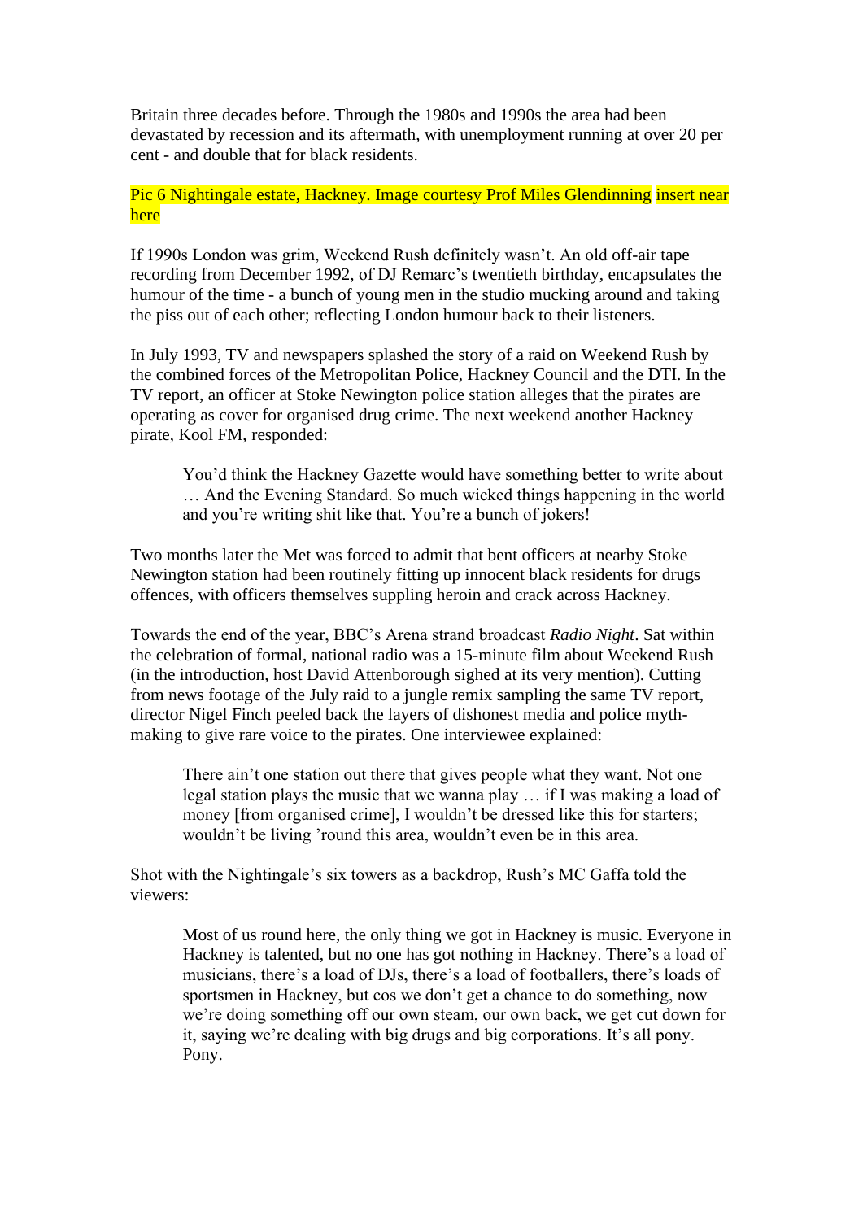Britain three decades before. Through the 1980s and 1990s the area had been devastated by recession and its aftermath, with unemployment running at over 20 per cent - and double that for black residents.

Pic 6 Nightingale estate, Hackney. Image courtesy Prof Miles Glendinning insert near here

If 1990s London was grim, Weekend Rush definitely wasn't. An old off-air tape recording from December 1992, of DJ Remarc's twentieth birthday, encapsulates the humour of the time - a bunch of young men in the studio mucking around and taking the piss out of each other; reflecting London humour back to their listeners.

In July 1993, TV and newspapers splashed the story of a raid on Weekend Rush by the combined forces of the Metropolitan Police, Hackney Council and the DTI. In the TV report, an officer at Stoke Newington police station alleges that the pirates are operating as cover for organised drug crime. The next weekend another Hackney pirate, Kool FM, responded:

> You'd think the Hackney Gazette would have something better to write about … And the Evening Standard. So much wicked things happening in the world and you're writing shit like that. You're a bunch of jokers!

Two months later the Met was forced to admit that bent officers at nearby Stoke Newington station had been routinely fitting up innocent black residents for drugs offences, with officers themselves suppling heroin and crack across Hackney.

Towards the end of the year, BBC's Arena strand broadcast *Radio Night*. Sat within the celebration of formal, national radio was a 15-minute film about Weekend Rush (in the introduction, host David Attenborough sighed at its very mention). Cutting from news footage of the July raid to a jungle remix sampling the same TV report, director Nigel Finch peeled back the layers of dishonest media and police myth-making to give rare voice to the pirates. One interviewee explained:

> There ain't one station out there that gives people what they want. Not one legal station plays the music that we wanna play … if I was making a load of money [from organised crime], I wouldn't be dressed like this for starters; wouldn't be living 'round this area, wouldn't even be in this area.

Shot with the Nightingale's six towers as a backdrop, Rush's MC Gaffa told the viewers:

> Most of us round here, the only thing we got in Hackney is music. Everyone in Hackney is talented, but no one has got nothing in Hackney. There's a load of musicians, there's a load of DJs, there's a load of footballers, there's loads of sportsmen in Hackney, but cos we don't get a chance to do something, now we're doing something off our own steam, our own back, we get cut down for it, saying we're dealing with big drugs and big corporations. It's all pony. Pony.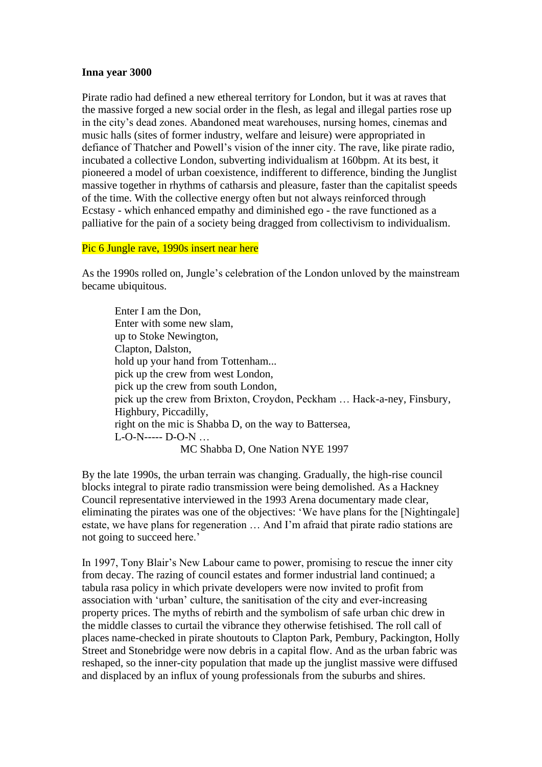**Inna year 3000**

Pirate radio had defined a new ethereal territory for London, but it was at raves that the massive forged a new social order in the flesh, as legal and illegal parties rose up in the city's dead zones. Abandoned meat warehouses, nursing homes, cinemas and music halls (sites of former industry, welfare and leisure) were appropriated in defiance of Thatcher and Powell's vision of the inner city. The rave, like pirate radio, incubated a collective London, subverting individualism at 160bpm. At its best, it pioneered a model of urban coexistence, indifferent to difference, binding the Junglist massive together in rhythms of catharsis and pleasure, faster than the capitalist speeds of the time. With the collective energy often but not always reinforced through Ecstasy - which enhanced empathy and diminished ego - the rave functioned as a palliative for the pain of a society being dragged from collectivism to individualism.

Pic 6 Jungle rave, 1990s insert near here

As the 1990s rolled on, Jungle's celebration of the London unloved by the mainstream became ubiquitous.

> Enter I am the Don,
> Enter with some new slam,
> up to Stoke Newington,
> Clapton, Dalston,
> hold up your hand from Tottenham...
> pick up the crew from west London,
> pick up the crew from south London,
> pick up the crew from Brixton, Croydon, Peckham … Hack-a-ney, Finsbury, Highbury, Piccadilly,
> right on the mic is Shabba D, on the way to Battersea,
> L-O-N----- D-O-N …
>
> MC Shabba D, One Nation NYE 1997

By the late 1990s, the urban terrain was changing. Gradually, the high-rise council blocks integral to pirate radio transmission were being demolished. As a Hackney Council representative interviewed in the 1993 Arena documentary made clear, eliminating the pirates was one of the objectives: 'We have plans for the [Nightingale] estate, we have plans for regeneration … And I'm afraid that pirate radio stations are not going to succeed here.'

In 1997, Tony Blair's New Labour came to power, promising to rescue the inner city from decay. The razing of council estates and former industrial land continued; a tabula rasa policy in which private developers were now invited to profit from association with 'urban' culture, the sanitisation of the city and ever-increasing property prices. The myths of rebirth and the symbolism of safe urban chic drew in the middle classes to curtail the vibrance they otherwise fetishised. The roll call of places name-checked in pirate shoutouts to Clapton Park, Pembury, Packington, Holly Street and Stonebridge were now debris in a capital flow. And as the urban fabric was reshaped, so the inner-city population that made up the junglist massive were diffused and displaced by an influx of young professionals from the suburbs and shires.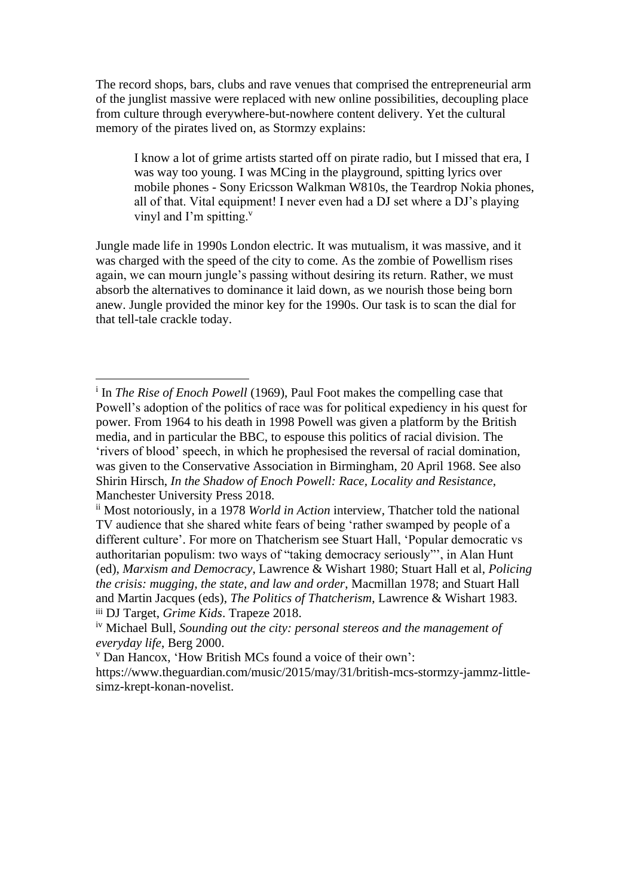The record shops, bars, clubs and rave venues that comprised the entrepreneurial arm of the junglist massive were replaced with new online possibilities, decoupling place from culture through everywhere-but-nowhere content delivery. Yet the cultural memory of the pirates lived on, as Stormzy explains:

> I know a lot of grime artists started off on pirate radio, but I missed that era, I was way too young. I was MCing in the playground, spitting lyrics over mobile phones - Sony Ericsson Walkman W810s, the Teardrop Nokia phones, all of that. Vital equipment! I never even had a DJ set where a DJ's playing vinyl and I'm spitting.[v]

Jungle made life in 1990s London electric. It was mutualism, it was massive, and it was charged with the speed of the city to come. As the zombie of Powellism rises again, we can mourn jungle's passing without desiring its return. Rather, we must absorb the alternatives to dominance it laid down, as we nourish those being born anew. Jungle provided the minor key for the 1990s. Our task is to scan the dial for that tell-tale crackle today.

---

[i] In *The Rise of Enoch Powell* (1969), Paul Foot makes the compelling case that Powell's adoption of the politics of race was for political expediency in his quest for power. From 1964 to his death in 1998 Powell was given a platform by the British media, and in particular the BBC, to espouse this politics of racial division. The 'rivers of blood' speech, in which he prophesised the reversal of racial domination, was given to the Conservative Association in Birmingham, 20 April 1968. See also Shirin Hirsch, *In the Shadow of Enoch Powell: Race, Locality and Resistance*, Manchester University Press 2018.

[ii] Most notoriously, in a 1978 *World in Action* interview, Thatcher told the national TV audience that she shared white fears of being 'rather swamped by people of a different culture'. For more on Thatcherism see Stuart Hall, 'Popular democratic vs authoritarian populism: two ways of "taking democracy seriously"', in Alan Hunt (ed), *Marxism and Democracy*, Lawrence & Wishart 1980; Stuart Hall et al, *Policing the crisis: mugging, the state, and law and order*, Macmillan 1978; and Stuart Hall and Martin Jacques (eds), *The Politics of Thatcherism,* Lawrence & Wishart 1983.

[iii] DJ Target, *Grime Kids*. Trapeze 2018.

[iv] Michael Bull, *Sounding out the city: personal stereos and the management of everyday life*, Berg 2000.

[v] Dan Hancox, 'How British MCs found a voice of their own': https://www.theguardian.com/music/2015/may/31/british-mcs-stormzy-jammz-little-simz-krept-konan-novelist.